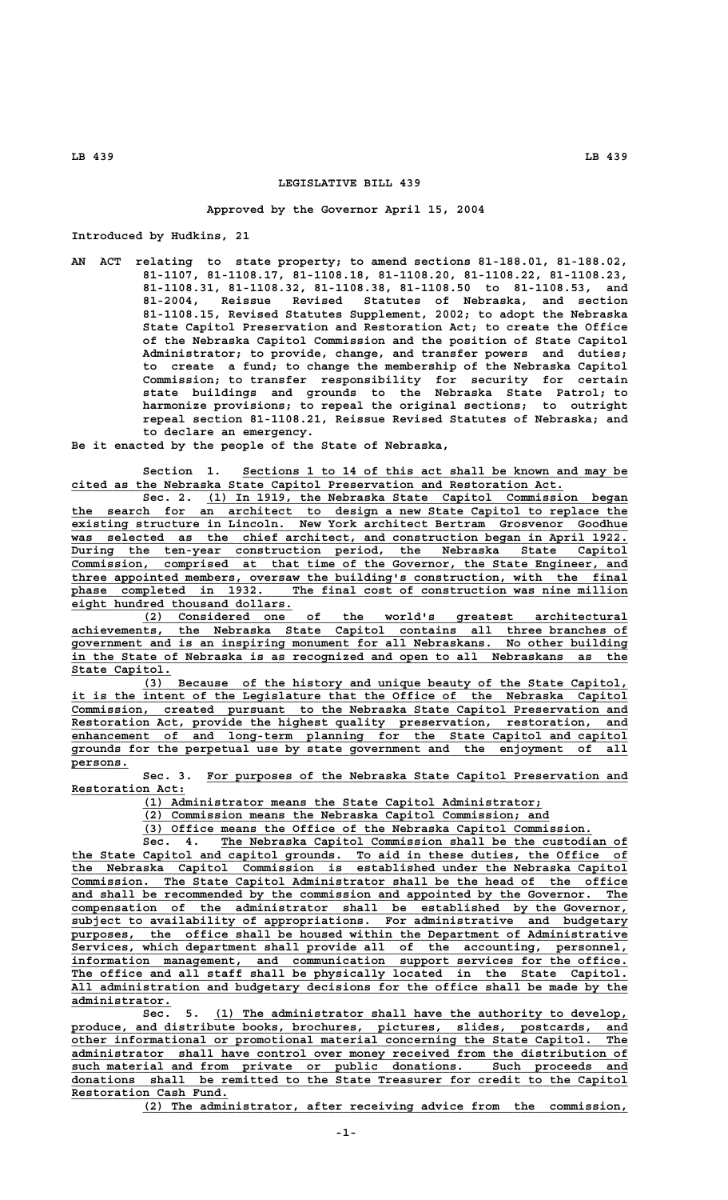# LEGISLATIVE BILL 439

**Approved by the Governor April 15, 2004**

Introduced by Hudkins, 21

AN ACT relating to state property; to amend sections 81-188.01, 81-188.02, 81-1107, 81-1108.17, 81-1108.18, 81-1108.20, 81-1108.22, 81-1108.23, 81-1108.31, 81-1108.32, 81-1108.38, 81-1108.50 to 81-1108.53, and 81-2004, Reissue Revised Statutes of Nebraska, and section 81-1108.15, Revised Statutes Supplement, 2002; to adopt the Nebraska State Capitol Preservation and Restoration Act; to create the Office of the Nebraska Capitol Commission and the position of State Capitol Administrator; to provide, change, and transfer powers and duties; to create a fund; to change the membership of the Nebraska Capitol Commission; to transfer responsibility for security for certain state buildings and grounds to the Nebraska State Patrol; to harmonize provisions; to repeal the original sections; to outright repeal section 81-1108.21, Reissue Revised Statutes of Nebraska; and to declare an emergency.

Be it enacted by the people of the State of Nebraska,

Section 1. Sections 1 to 14 of this act shall be known and may be cited as the Nebraska State Capitol Preservation and Restoration Act.

Sec. 2. (1) In 1919, the Nebraska State Capitol Commission began the search for an architect to design a new State Capitol to replace the existing structure in Lincoln. New York architect Bertram Grosvenor Goodhue was selected as the chief architect, and construction began in April 1922. During the ten-year construction period, the Nebraska State Capitol Commission, comprised at that time of the Governor, the State Engineer, and three appointed members, oversaw the building's construction, with the final phase completed in 1932. The final cost of construction was nine million eight hundred thousand dollars.

(2) Considered one of the world's greatest architectural achievements, the Nebraska State Capitol contains all three branches of government and is an inspiring monument for all Nebraskans. No other building in the State of Nebraska is as recognized and open to all Nebraskans as the State Capitol.

(3) Because of the history and unique beauty of the State Capitol, it is the intent of the Legislature that the Office of the Nebraska Capitol Commission, created pursuant to the Nebraska State Capitol Preservation and Restoration Act, provide the highest quality preservation, restoration, and enhancement of and long-term planning for the State Capitol and capitol grounds for the perpetual use by state government and the enjoyment of all persons.

Sec. 3. For purposes of the Nebraska State Capitol Preservation and Restoration Act:

(1) Administrator means the State Capitol Administrator;

(2) Commission means the Nebraska Capitol Commission; and

(3) Office means the Office of the Nebraska Capitol Commission.

Sec. 4. The Nebraska Capitol Commission shall be the custodian of the State Capitol and capitol grounds. To aid in these duties, the Office of the Nebraska Capitol Commission is established under the Nebraska Capitol Commission. The State Capitol Administrator shall be the head of the office and shall be recommended by the commission and appointed by the Governor. The compensation of the administrator shall be established by the Governor, subject to availability of appropriations. For administrative and budgetary purposes, the office shall be housed within the Department of Administrative Services, which department shall provide all of the accounting, personnel, information management, and communication support services for the office. The office and all staff shall be physically located in the State Capitol. All administration and budgetary decisions for the office shall be made by the administrator.

Sec. 5. (1) The administrator shall have the authority to develop, produce, and distribute books, brochures, pictures, slides, postcards, and other informational or promotional material concerning the State Capitol. The administrator shall have control over money received from the distribution of such material and from private or public donations. Such proceeds and donations shall be remitted to the State Treasurer for credit to the Capitol Restoration Cash Fund.

(2) The administrator, after receiving advice from the commission,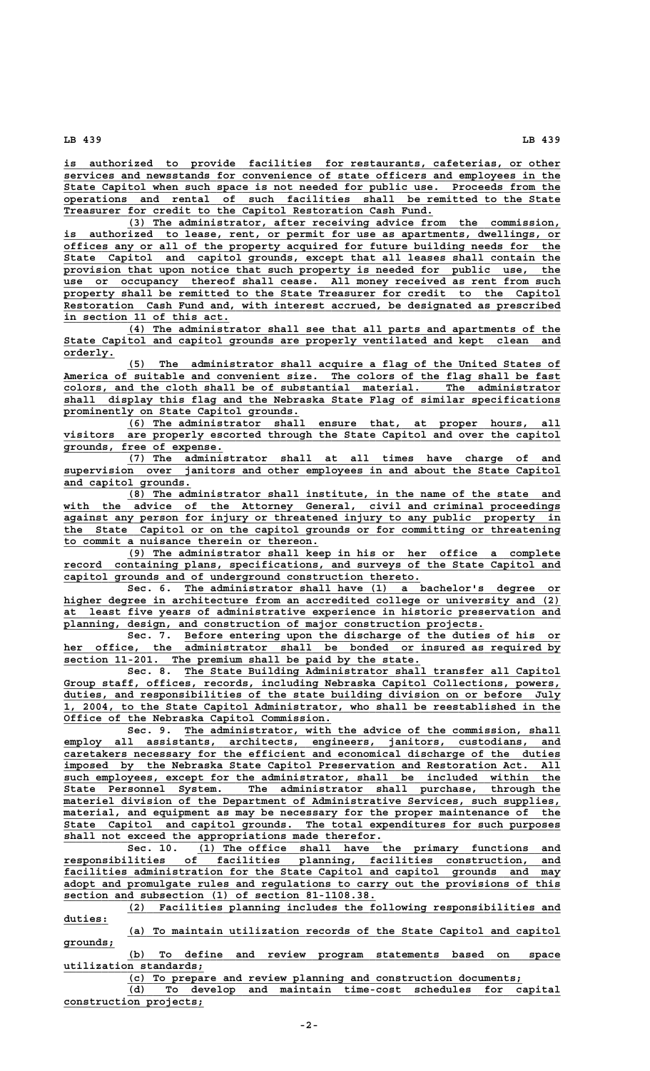is authorized to provide facilities for restaurants, cafeterias, or other services and newsstands for convenience of state officers and employees in the State Capitol when such space is not needed for public use. Proceeds from the operations and rental of such facilities shall be remitted to the State Treasurer for credit to the Capitol Restoration Cash Fund.

(3) The administrator, after receiving advice from the commission, is authorized to lease, rent, or permit for use as apartments, dwellings, or offices any or all of the property acquired for future building needs for the State Capitol and capitol grounds, except that all leases shall contain the provision that upon notice that such property is needed for public use, the use or occupancy thereof shall cease. All money received as rent from such property shall be remitted to the State Treasurer for credit to the Capitol Restoration Cash Fund and, with interest accrued, be designated as prescribed in section 11 of this act.

(4) The administrator shall see that all parts and apartments of the State Capitol and capitol grounds are properly ventilated and kept clean and orderly.

(5) The administrator shall acquire a flag of the United States of America of suitable and convenient size. The colors of the flag shall be fast colors, and the cloth shall be of substantial material. The administrator shall display this flag and the Nebraska State Flag of similar specifications prominently on State Capitol grounds.

(6) The administrator shall ensure that, at proper hours, all visitors are properly escorted through the State Capitol and over the capitol grounds, free of expense.

(7) The administrator shall at all times have charge of and supervision over janitors and other employees in and about the State Capitol and capitol grounds.

(8) The administrator shall institute, in the name of the state and with the advice of the Attorney General, civil and criminal proceedings against any person for injury or threatened injury to any public property in the State Capitol or on the capitol grounds or for committing or threatening to commit a nuisance therein or thereon.

(9) The administrator shall keep in his or her office a complete record containing plans, specifications, and surveys of the State Capitol and capitol grounds and of underground construction thereto.

Sec. 6. The administrator shall have (1) a bachelor's degree or higher degree in architecture from an accredited college or university and (2) at least five years of administrative experience in historic preservation and planning, design, and construction of major construction projects.

Sec. 7. Before entering upon the discharge of the duties of his or her office, the administrator shall be bonded or insured as required by section 11-201. The premium shall be paid by the state.

Sec. 8. The State Building Administrator shall transfer all Capitol Group staff, offices, records, including Nebraska Capitol Collections, powers, duties, and responsibilities of the state building division on or before July 1, 2004, to the State Capitol Administrator, who shall be reestablished in the Office of the Nebraska Capitol Commission.

Sec. 9. The administrator, with the advice of the commission, shall employ all assistants, architects, engineers, janitors, custodians, and caretakers necessary for the efficient and economical discharge of the duties imposed by the Nebraska State Capitol Preservation and Restoration Act. All such employees, except for the administrator, shall be included within the State Personnel System. The administrator shall purchase, through the materiel division of the Department of Administrative Services, such supplies, material, and equipment as may be necessary for the proper maintenance of the State Capitol and capitol grounds. The total expenditures for such purposes shall not exceed the appropriations made therefor.

Sec. 10. (1) The office shall have the primary functions and responsibilities of facilities planning, facilities construction, and facilities administration for the State Capitol and capitol grounds and may adopt and promulgate rules and regulations to carry out the provisions of this section and subsection (1) of section 81-1108.38.

(2) Facilities planning includes the following responsibilities and duties:

(a) To maintain utilization records of the State Capitol and capitol grounds;

(b) To define and review program statements based on space utilization standards;

(c) To prepare and review planning and construction documents;

(d) To develop and maintain time-cost schedules for capital construction projects;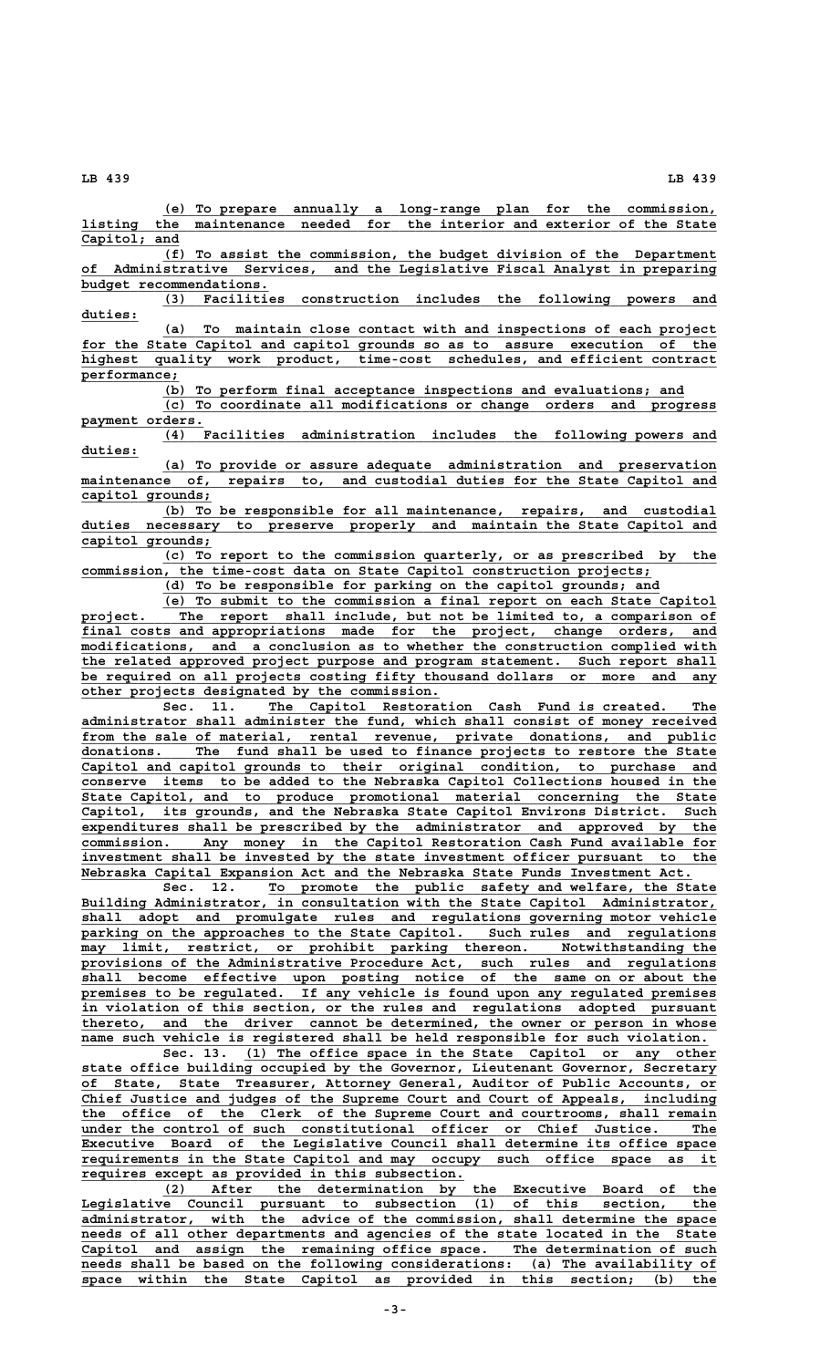(e) To prepare annually a long-range plan for the commission, listing the maintenance needed for the interior and exterior of the State Capitol; and

(f) To assist the commission, the budget division of the Department of Administrative Services, and the Legislative Fiscal Analyst in preparing budget recommendations.

(3) Facilities construction includes the following powers and duties:

(a) To maintain close contact with and inspections of each project for the State Capitol and capitol grounds so as to assure execution of the highest quality work product, time-cost schedules, and efficient contract performance;

(b) To perform final acceptance inspections and evaluations; and

(c) To coordinate all modifications or change orders and progress payment orders.

(4) Facilities administration includes the following powers and duties:

(a) To provide or assure adequate administration and preservation maintenance of, repairs to, and custodial duties for the State Capitol and capitol grounds;

(b) To be responsible for all maintenance, repairs, and custodial duties necessary to preserve properly and maintain the State Capitol and capitol grounds;

(c) To report to the commission quarterly, or as prescribed by the commission, the time-cost data on State Capitol construction projects;

(d) To be responsible for parking on the capitol grounds; and

(e) To submit to the commission a final report on each State Capitol project. The report shall include, but not be limited to, a comparison of final costs and appropriations made for the project, change orders, and modifications, and a conclusion as to whether the construction complied with the related approved project purpose and program statement. Such report shall be required on all projects costing fifty thousand dollars or more and any other projects designated by the commission.

Sec. 11. The Capitol Restoration Cash Fund is created. The administrator shall administer the fund, which shall consist of money received from the sale of material, rental revenue, private donations, and public donations. The fund shall be used to finance projects to restore the State Capitol and capitol grounds to their original condition, to purchase and conserve items to be added to the Nebraska Capitol Collections housed in the State Capitol, and to produce promotional material concerning the State Capitol, its grounds, and the Nebraska State Capitol Environs District. Such expenditures shall be prescribed by the administrator and approved by the commission. Any money in the Capitol Restoration Cash Fund available for investment shall be invested by the state investment officer pursuant to the Nebraska Capital Expansion Act and the Nebraska State Funds Investment Act.

Sec. 12. To promote the public safety and welfare, the State Building Administrator, in consultation with the State Capitol Administrator, shall adopt and promulgate rules and regulations governing motor vehicle parking on the approaches to the State Capitol. Such rules and regulations may limit, restrict, or prohibit parking thereon. Notwithstanding the provisions of the Administrative Procedure Act, such rules and regulations shall become effective upon posting notice of the same on or about the premises to be regulated. If any vehicle is found upon any regulated premises in violation of this section, or the rules and regulations adopted pursuant thereto, and the driver cannot be determined, the owner or person in whose name such vehicle is registered shall be held responsible for such violation.

Sec. 13. (1) The office space in the State Capitol or any other state office building occupied by the Governor, Lieutenant Governor, Secretary of State, State Treasurer, Attorney General, Auditor of Public Accounts, or Chief Justice and judges of the Supreme Court and Court of Appeals, including the office of the Clerk of the Supreme Court and courtrooms, shall remain under the control of such constitutional officer or Chief Justice. The Executive Board of the Legislative Council shall determine its office space requirements in the State Capitol and may occupy such office space as it requires except as provided in this subsection.

(2) After the determination by the Executive Board of the Legislative Council pursuant to subsection (1) of this section, the administrator, with the advice of the commission, shall determine the space needs of all other departments and agencies of the state located in the State Capitol and assign the remaining office space. The determination of such needs shall be based on the following considerations: (a) The availability of space within the State Capitol as provided in this section; (b) the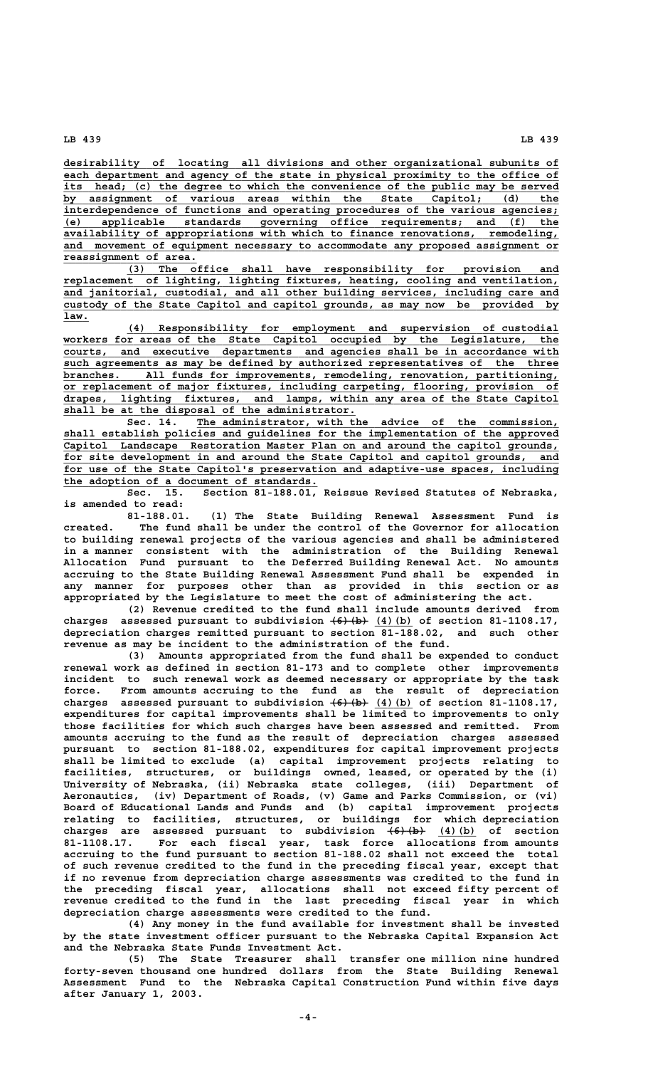desirability of locating all divisions and other organizational subunits of each department and agency of the state in physical proximity to the office of its head; (c) the degree to which the convenience of the public may be served by assignment of various areas within the State Capitol; (d) the interdependence of functions and operating procedures of the various agencies; (e) applicable standards governing office requirements; and (f) the availability of appropriations with which to finance renovations, remodeling, and movement of equipment necessary to accommodate any proposed assignment or reassignment of area.

(3) The office shall have responsibility for provision and replacement of lighting, lighting fixtures, heating, cooling and ventilation, and janitorial, custodial, and all other building services, including care and custody of the State Capitol and capitol grounds, as may now be provided by law.

(4) Responsibility for employment and supervision of custodial workers for areas of the State Capitol occupied by the Legislature, the courts, and executive departments and agencies shall be in accordance with such agreements as may be defined by authorized representatives of the three branches. All funds for improvements, remodeling, renovation, partitioning, or replacement of major fixtures, including carpeting, flooring, provision of drapes, lighting fixtures, and lamps, within any area of the State Capitol shall be at the disposal of the administrator.

Sec. 14. The administrator, with the advice of the commission, shall establish policies and guidelines for the implementation of the approved Capitol Landscape Restoration Master Plan on and around the capitol grounds, for site development in and around the State Capitol and capitol grounds, and for use of the State Capitol's preservation and adaptive-use spaces, including the adoption of a document of standards.

Sec. 15. Section 81-188.01, Reissue Revised Statutes of Nebraska, is amended to read:

81-188.01. (1) The State Building Renewal Assessment Fund is created. The fund shall be under the control of the Governor for allocation to building renewal projects of the various agencies and shall be administered in a manner consistent with the administration of the Building Renewal Allocation Fund pursuant to the Deferred Building Renewal Act. No amounts accruing to the State Building Renewal Assessment Fund shall be expended in any manner for purposes other than as provided in this section or as appropriated by the Legislature to meet the cost of administering the act.

(2) Revenue credited to the fund shall include amounts derived from charges assessed pursuant to subdivision ~~(6)(b)~~ (4)(b) of section 81-1108.17, depreciation charges remitted pursuant to section 81-188.02, and such other revenue as may be incident to the administration of the fund.

(3) Amounts appropriated from the fund shall be expended to conduct renewal work as defined in section 81-173 and to complete other improvements incident to such renewal work as deemed necessary or appropriate by the task force. From amounts accruing to the fund as the result of depreciation charges assessed pursuant to subdivision ~~(6)(b)~~ (4)(b) of section 81-1108.17, expenditures for capital improvements shall be limited to improvements to only those facilities for which such charges have been assessed and remitted. From amounts accruing to the fund as the result of depreciation charges assessed pursuant to section 81-188.02, expenditures for capital improvement projects shall be limited to exclude (a) capital improvement projects relating to facilities, structures, or buildings owned, leased, or operated by the (i) University of Nebraska, (ii) Nebraska state colleges, (iii) Department of Aeronautics, (iv) Department of Roads, (v) Game and Parks Commission, or (vi) Board of Educational Lands and Funds and (b) capital improvement projects relating to facilities, structures, or buildings for which depreciation charges are assessed pursuant to subdivision ~~(6)(b)~~ (4)(b) of section 81-1108.17. For each fiscal year, task force allocations from amounts accruing to the fund pursuant to section 81-188.02 shall not exceed the total of such revenue credited to the fund in the preceding fiscal year, except that if no revenue from depreciation charge assessments was credited to the fund in the preceding fiscal year, allocations shall not exceed fifty percent of revenue credited to the fund in the last preceding fiscal year in which depreciation charge assessments were credited to the fund.

(4) Any money in the fund available for investment shall be invested by the state investment officer pursuant to the Nebraska Capital Expansion Act and the Nebraska State Funds Investment Act.

(5) The State Treasurer shall transfer one million nine hundred forty-seven thousand one hundred dollars from the State Building Renewal Assessment Fund to the Nebraska Capital Construction Fund within five days after January 1, 2003.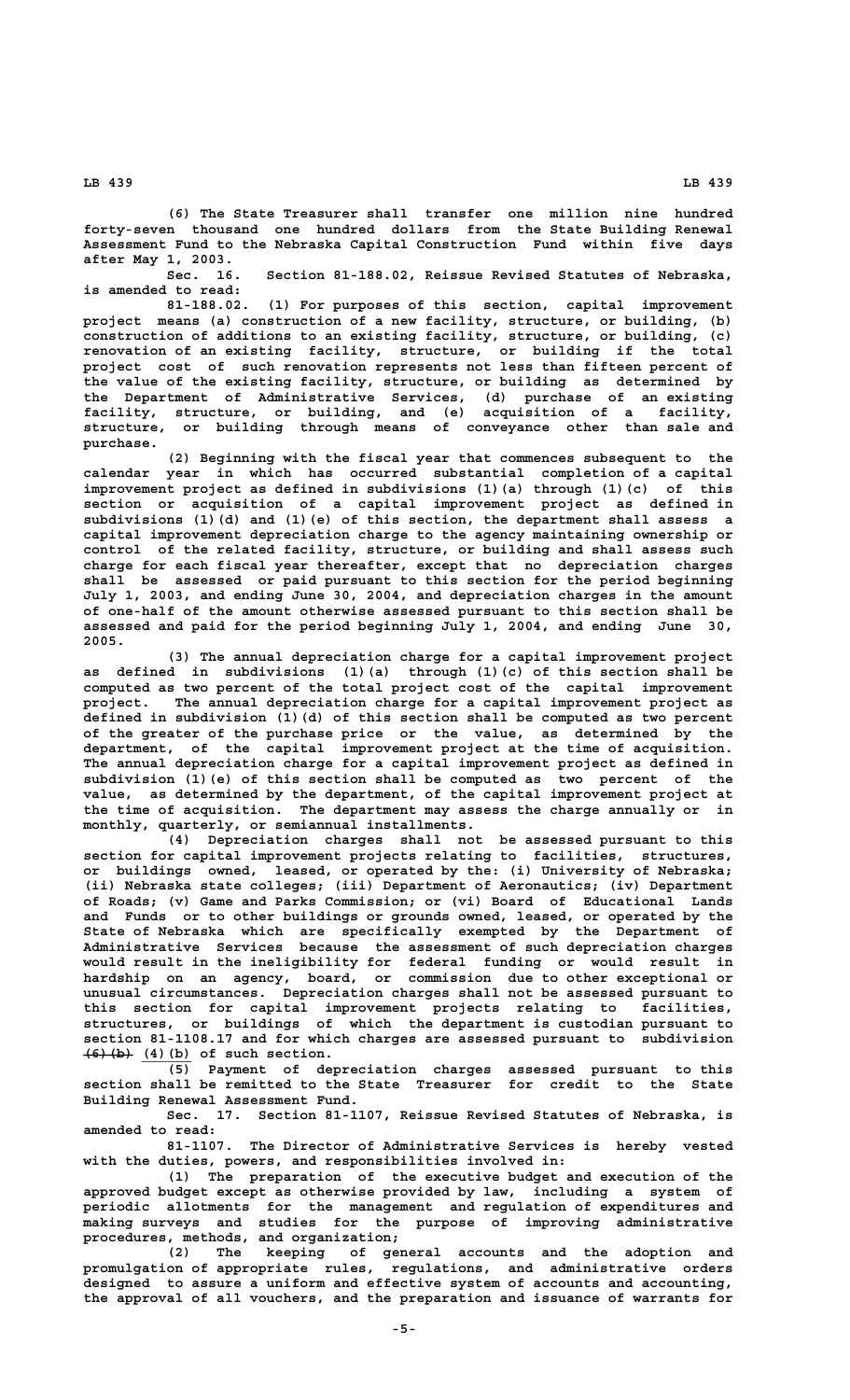(6) The State Treasurer shall transfer one million nine hundred forty-seven thousand one hundred dollars from the State Building Renewal Assessment Fund to the Nebraska Capital Construction Fund within five days after May 1, 2003.

Sec. 16. Section 81-188.02, Reissue Revised Statutes of Nebraska, is amended to read:

81-188.02. (1) For purposes of this section, capital improvement project means (a) construction of a new facility, structure, or building, (b) construction of additions to an existing facility, structure, or building, (c) renovation of an existing facility, structure, or building if the total project cost of such renovation represents not less than fifteen percent of the value of the existing facility, structure, or building as determined by the Department of Administrative Services, (d) purchase of an existing facility, structure, or building, and (e) acquisition of a facility, structure, or building through means of conveyance other than sale and purchase.

(2) Beginning with the fiscal year that commences subsequent to the calendar year in which has occurred substantial completion of a capital improvement project as defined in subdivisions (1)(a) through (1)(c) of this section or acquisition of a capital improvement project as defined in subdivisions (1)(d) and (1)(e) of this section, the department shall assess a capital improvement depreciation charge to the agency maintaining ownership or control of the related facility, structure, or building and shall assess such charge for each fiscal year thereafter, except that no depreciation charges shall be assessed or paid pursuant to this section for the period beginning July 1, 2003, and ending June 30, 2004, and depreciation charges in the amount of one-half of the amount otherwise assessed pursuant to this section shall be assessed and paid for the period beginning July 1, 2004, and ending June 30, 2005.

(3) The annual depreciation charge for a capital improvement project as defined in subdivisions (1)(a) through (1)(c) of this section shall be computed as two percent of the total project cost of the capital improvement project. The annual depreciation charge for a capital improvement project as defined in subdivision (1)(d) of this section shall be computed as two percent of the greater of the purchase price or the value, as determined by the department, of the capital improvement project at the time of acquisition. The annual depreciation charge for a capital improvement project as defined in subdivision (1)(e) of this section shall be computed as two percent of the value, as determined by the department, of the capital improvement project at the time of acquisition. The department may assess the charge annually or in monthly, quarterly, or semiannual installments.

(4) Depreciation charges shall not be assessed pursuant to this section for capital improvement projects relating to facilities, structures, or buildings owned, leased, or operated by the: (i) University of Nebraska; (ii) Nebraska state colleges; (iii) Department of Aeronautics; (iv) Department of Roads; (v) Game and Parks Commission; or (vi) Board of Educational Lands and Funds or to other buildings or grounds owned, leased, or operated by the State of Nebraska which are specifically exempted by the Department of Administrative Services because the assessment of such depreciation charges would result in the ineligibility for federal funding or would result in hardship on an agency, board, or commission due to other exceptional or unusual circumstances. Depreciation charges shall not be assessed pursuant to this section for capital improvement projects relating to facilities, structures, or buildings of which the department is custodian pursuant to section 81-1108.17 and for which charges are assessed pursuant to subdivision ~~(6)(b)~~ (4)(b) of such section.

(5) Payment of depreciation charges assessed pursuant to this section shall be remitted to the State Treasurer for credit to the State Building Renewal Assessment Fund.

Sec. 17. Section 81-1107, Reissue Revised Statutes of Nebraska, is amended to read:

81-1107. The Director of Administrative Services is hereby vested with the duties, powers, and responsibilities involved in:

(1) The preparation of the executive budget and execution of the approved budget except as otherwise provided by law, including a system of periodic allotments for the management and regulation of expenditures and making surveys and studies for the purpose of improving administrative procedures, methods, and organization;

(2) The keeping of general accounts and the adoption and promulgation of appropriate rules, regulations, and administrative orders designed to assure a uniform and effective system of accounts and accounting, the approval of all vouchers, and the preparation and issuance of warrants for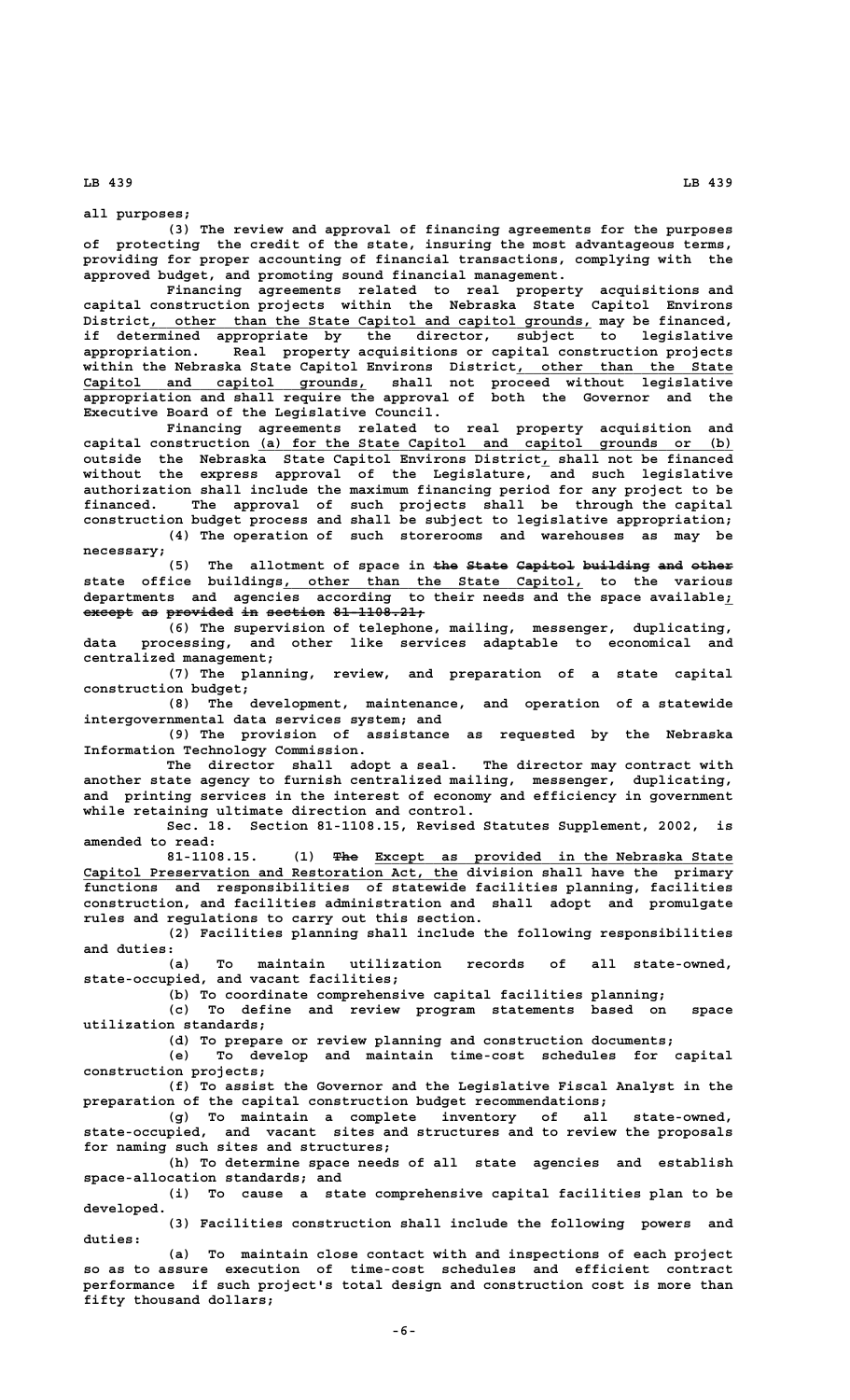all purposes;

(3) The review and approval of financing agreements for the purposes of protecting the credit of the state, insuring the most advantageous terms, providing for proper accounting of financial transactions, complying with the approved budget, and promoting sound financial management.

Financing agreements related to real property acquisitions and capital construction projects within the Nebraska State Capitol Environs District, other than the State Capitol and capitol grounds, may be financed, if determined appropriate by the director, subject to legislative appropriation. Real property acquisitions or capital construction projects within the Nebraska State Capitol Environs District, other than the State Capitol and capitol grounds, shall not proceed without legislative appropriation and shall require the approval of both the Governor and the Executive Board of the Legislative Council.

Financing agreements related to real property acquisition and capital construction (a) for the State Capitol and capitol grounds or (b) outside the Nebraska State Capitol Environs District, shall not be financed without the express approval of the Legislature, and such legislative authorization shall include the maximum financing period for any project to be financed. The approval of such projects shall be through the capital construction budget process and shall be subject to legislative appropriation;

(4) The operation of such storerooms and warehouses as may be necessary;

(5) The allotment of space in ~~the State Capitol building and other~~ state office buildings, other than the State Capitol, to the various departments and agencies according to their needs and the space available; ~~except as provided in section 81-1108.21;~~

(6) The supervision of telephone, mailing, messenger, duplicating, data processing, and other like services adaptable to economical and centralized management;

(7) The planning, review, and preparation of a state capital construction budget;

(8) The development, maintenance, and operation of a statewide intergovernmental data services system; and

(9) The provision of assistance as requested by the Nebraska Information Technology Commission.

The director shall adopt a seal. The director may contract with another state agency to furnish centralized mailing, messenger, duplicating, and printing services in the interest of economy and efficiency in government while retaining ultimate direction and control.

Sec. 18. Section 81-1108.15, Revised Statutes Supplement, 2002, is amended to read:

81-1108.15. (1) ~~The~~ Except as provided in the Nebraska State Capitol Preservation and Restoration Act, the division shall have the primary functions and responsibilities of statewide facilities planning, facilities construction, and facilities administration and shall adopt and promulgate rules and regulations to carry out this section.

(2) Facilities planning shall include the following responsibilities and duties:

(a) To maintain utilization records of all state-owned, state-occupied, and vacant facilities;

(b) To coordinate comprehensive capital facilities planning;

(c) To define and review program statements based on space utilization standards;

(d) To prepare or review planning and construction documents;

(e) To develop and maintain time-cost schedules for capital construction projects;

(f) To assist the Governor and the Legislative Fiscal Analyst in the preparation of the capital construction budget recommendations;

(g) To maintain a complete inventory of all state-owned, state-occupied, and vacant sites and structures and to review the proposals for naming such sites and structures;

(h) To determine space needs of all state agencies and establish space-allocation standards; and

(i) To cause a state comprehensive capital facilities plan to be developed.

(3) Facilities construction shall include the following powers and duties:

(a) To maintain close contact with and inspections of each project so as to assure execution of time-cost schedules and efficient contract performance if such project's total design and construction cost is more than fifty thousand dollars;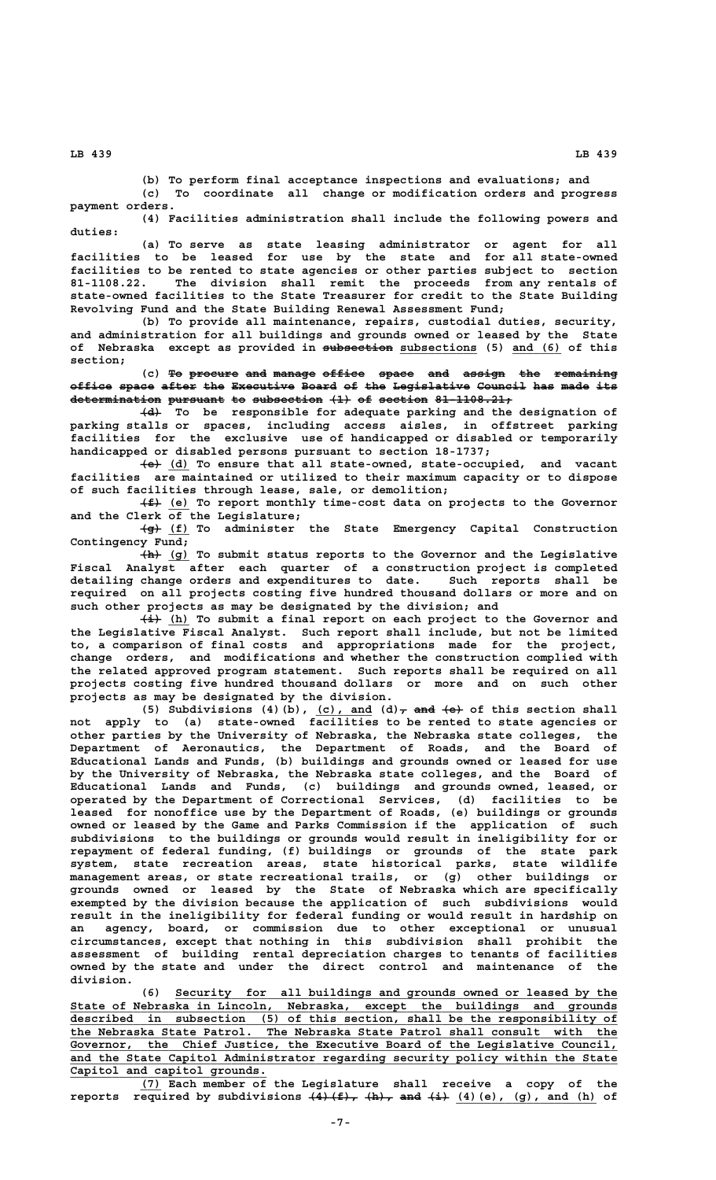(b) To perform final acceptance inspections and evaluations; and

(c) To coordinate all change or modification orders and progress payment orders.

(4) Facilities administration shall include the following powers and duties:

(a) To serve as state leasing administrator or agent for all facilities to be leased for use by the state and for all state-owned facilities to be rented to state agencies or other parties subject to section 81-1108.22. The division shall remit the proceeds from any rentals of state-owned facilities to the State Treasurer for credit to the State Building Revolving Fund and the State Building Renewal Assessment Fund;

(b) To provide all maintenance, repairs, custodial duties, security, and administration for all buildings and grounds owned or leased by the State of Nebraska except as provided in ~~subsection~~ subsections (5) and (6) of this section;

(c) ~~To procure and manage office space and assign the remaining office space after the Executive Board of the Legislative Council has made its determination pursuant to subsection (1) of section 81-1108.21;~~

~~(d)~~ To be responsible for adequate parking and the designation of parking stalls or spaces, including access aisles, in offstreet parking facilities for the exclusive use of handicapped or disabled or temporarily handicapped or disabled persons pursuant to section 18-1737;

~~(e)~~ (d) To ensure that all state-owned, state-occupied, and vacant facilities are maintained or utilized to their maximum capacity or to dispose of such facilities through lease, sale, or demolition;

~~(f)~~ (e) To report monthly time-cost data on projects to the Governor and the Clerk of the Legislature;

~~(g)~~ (f) To administer the State Emergency Capital Construction Contingency Fund;

~~(h)~~ (g) To submit status reports to the Governor and the Legislative Fiscal Analyst after each quarter of a construction project is completed detailing change orders and expenditures to date. Such reports shall be required on all projects costing five hundred thousand dollars or more and on such other projects as may be designated by the division; and

~~(i)~~ (h) To submit a final report on each project to the Governor and the Legislative Fiscal Analyst. Such report shall include, but not be limited to, a comparison of final costs and appropriations made for the project, change orders, and modifications and whether the construction complied with the related approved program statement. Such reports shall be required on all projects costing five hundred thousand dollars or more and on such other projects as may be designated by the division.

(5) Subdivisions (4)(b), (c), and (d)~~, and (e)~~ of this section shall not apply to (a) state-owned facilities to be rented to state agencies or other parties by the University of Nebraska, the Nebraska state colleges, the Department of Aeronautics, the Department of Roads, and the Board of Educational Lands and Funds, (b) buildings and grounds owned or leased for use by the University of Nebraska, the Nebraska state colleges, and the Board of Educational Lands and Funds, (c) buildings and grounds owned, leased, or operated by the Department of Correctional Services, (d) facilities to be leased for nonoffice use by the Department of Roads, (e) buildings or grounds owned or leased by the Game and Parks Commission if the application of such subdivisions to the buildings or grounds would result in ineligibility for or repayment of federal funding, (f) buildings or grounds of the state park system, state recreation areas, state historical parks, state wildlife management areas, or state recreational trails, or (g) other buildings or grounds owned or leased by the State of Nebraska which are specifically exempted by the division because the application of such subdivisions would result in the ineligibility for federal funding or would result in hardship on an agency, board, or commission due to other exceptional or unusual circumstances, except that nothing in this subdivision shall prohibit the assessment of building rental depreciation charges to tenants of facilities owned by the state and under the direct control and maintenance of the division.

(6) Security for all buildings and grounds owned or leased by the State of Nebraska in Lincoln, Nebraska, except the buildings and grounds described in subsection (5) of this section, shall be the responsibility of the Nebraska State Patrol. The Nebraska State Patrol shall consult with the Governor, the Chief Justice, the Executive Board of the Legislative Council, and the State Capitol Administrator regarding security policy within the State Capitol and capitol grounds.

(7) Each member of the Legislature shall receive a copy of the reports required by subdivisions ~~(4)(f), (h), and (i)~~ (4)(e), (g), and (h) of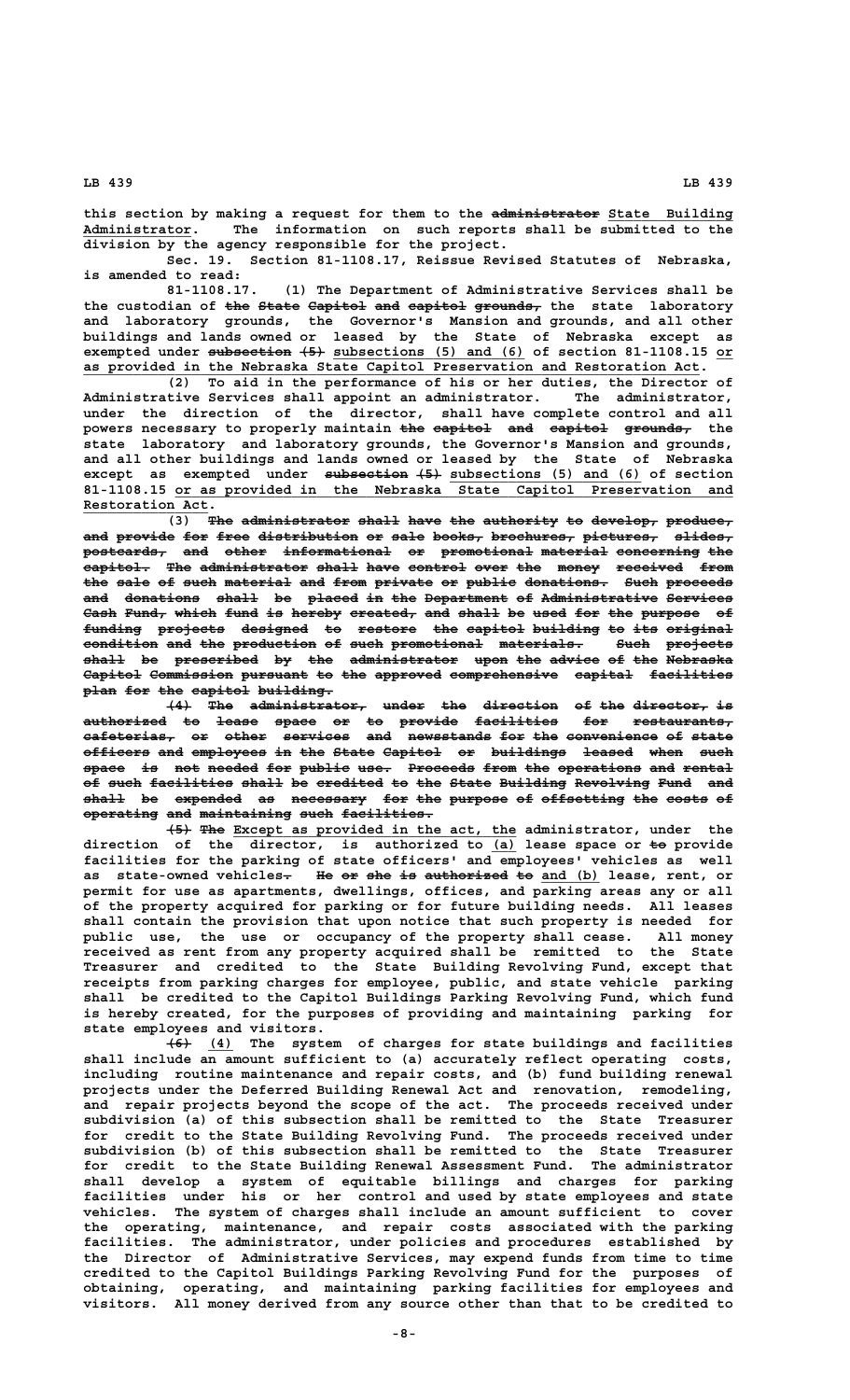this section by making a request for them to the ~~administrator~~ State Building Administrator. The information on such reports shall be submitted to the division by the agency responsible for the project.

Sec. 19. Section 81-1108.17, Reissue Revised Statutes of Nebraska, is amended to read:

81-1108.17. (1) The Department of Administrative Services shall be the custodian of ~~the State Capitol and capitol grounds,~~ the state laboratory and laboratory grounds, the Governor's Mansion and grounds, and all other buildings and lands owned or leased by the State of Nebraska except as exempted under ~~subsection (5)~~ subsections (5) and (6) of section 81-1108.15 or as provided in the Nebraska State Capitol Preservation and Restoration Act.

(2) To aid in the performance of his or her duties, the Director of Administrative Services shall appoint an administrator. The administrator, under the direction of the director, shall have complete control and all powers necessary to properly maintain ~~the capitol and capitol grounds,~~ the state laboratory and laboratory grounds, the Governor's Mansion and grounds, and all other buildings and lands owned or leased by the State of Nebraska except as exempted under ~~subsection (5)~~ subsections (5) and (6) of section 81-1108.15 or as provided in the Nebraska State Capitol Preservation and Restoration Act.

(3) ~~The administrator shall have the authority to develop, produce, and provide for free distribution or sale books, brochures, pictures, slides, postcards, and other informational or promotional material concerning the capitol. The administrator shall have control over the money received from the sale of such material and from private or public donations. Such proceeds and donations shall be placed in the Department of Administrative Services Cash Fund, which fund is hereby created, and shall be used for the purpose of funding projects designed to restore the capitol building to its original condition and the production of such promotional materials. Such projects shall be prescribed by the administrator upon the advice of the Nebraska Capitol Commission pursuant to the approved comprehensive capital facilities plan for the capitol building.~~

~~(4) The administrator, under the direction of the director, is authorized to lease space or to provide facilities for restaurants, cafeterias, or other services and newsstands for the convenience of state officers and employees in the State Capitol or buildings leased when such space is not needed for public use. Proceeds from the operations and rental of such facilities shall be credited to the State Building Revolving Fund and shall be expended as necessary for the purpose of offsetting the costs of operating and maintaining such facilities.~~

~~(5)~~ ~~The~~ Except as provided in the act, the administrator, under the direction of the director, is authorized to (a) lease space or ~~to~~ provide facilities for the parking of state officers' and employees' vehicles as well as state-owned vehicles~~.~~ ~~He or she is authorized to~~ and (b) lease, rent, or permit for use as apartments, dwellings, offices, and parking areas any or all of the property acquired for parking or for future building needs. All leases shall contain the provision that upon notice that such property is needed for public use, the use or occupancy of the property shall cease. All money received as rent from any property acquired shall be remitted to the State Treasurer and credited to the State Building Revolving Fund, except that receipts from parking charges for employee, public, and state vehicle parking shall be credited to the Capitol Buildings Parking Revolving Fund, which fund is hereby created, for the purposes of providing and maintaining parking for state employees and visitors.

~~(6)~~ (4) The system of charges for state buildings and facilities shall include an amount sufficient to (a) accurately reflect operating costs, including routine maintenance and repair costs, and (b) fund building renewal projects under the Deferred Building Renewal Act and renovation, remodeling, and repair projects beyond the scope of the act. The proceeds received under subdivision (a) of this subsection shall be remitted to the State Treasurer for credit to the State Building Revolving Fund. The proceeds received under subdivision (b) of this subsection shall be remitted to the State Treasurer for credit to the State Building Renewal Assessment Fund. The administrator shall develop a system of equitable billings and charges for parking facilities under his or her control and used by state employees and state vehicles. The system of charges shall include an amount sufficient to cover the operating, maintenance, and repair costs associated with the parking facilities. The administrator, under policies and procedures established by the Director of Administrative Services, may expend funds from time to time credited to the Capitol Buildings Parking Revolving Fund for the purposes of obtaining, operating, and maintaining parking facilities for employees and visitors. All money derived from any source other than that to be credited to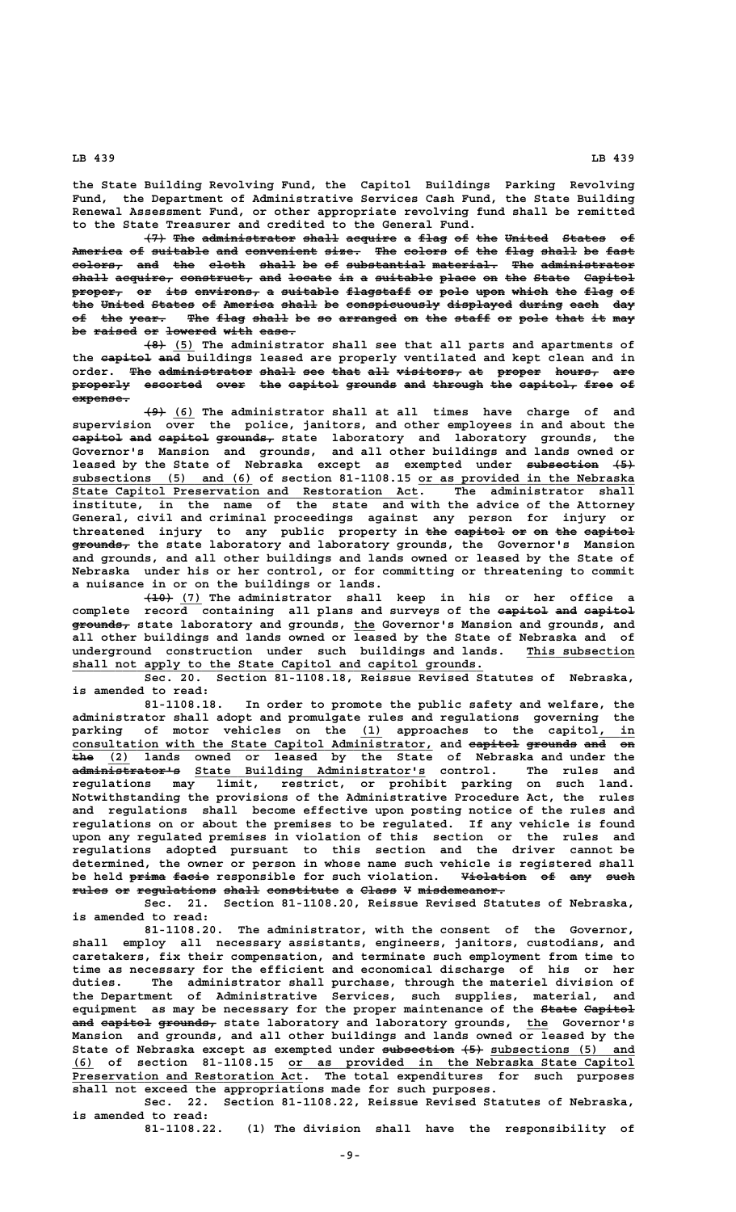the State Building Revolving Fund, the Capitol Buildings Parking Revolving Fund, the Department of Administrative Services Cash Fund, the State Building Renewal Assessment Fund, or other appropriate revolving fund shall be remitted to the State Treasurer and credited to the General Fund.

~~(7) The administrator shall acquire a flag of the United States of America of suitable and convenient size. The colors of the flag shall be fast colors, and the cloth shall be of substantial material. The administrator shall acquire, construct, and locate in a suitable place on the State Capitol proper, or its environs, a suitable flagstaff or pole upon which the flag of the United States of America shall be conspicuously displayed during each day of the year. The flag shall be so arranged on the staff or pole that it may be raised or lowered with ease.~~

~~(8)~~ (5) The administrator shall see that all parts and apartments of the ~~capitol and~~ buildings leased are properly ventilated and kept clean and in order. ~~The administrator shall see that all visitors, at proper hours, are properly escorted over the capitol grounds and through the capitol, free of expense.~~

~~(9)~~ (6) The administrator shall at all times have charge of and supervision over the police, janitors, and other employees in and about the ~~capitol and capitol grounds,~~ state laboratory and laboratory grounds, the Governor's Mansion and grounds, and all other buildings and lands owned or leased by the State of Nebraska except as exempted under ~~subsection (5)~~ subsections (5) and (6) of section 81-1108.15 or as provided in the Nebraska State Capitol Preservation and Restoration Act. The administrator shall institute, in the name of the state and with the advice of the Attorney General, civil and criminal proceedings against any person for injury or threatened injury to any public property in ~~the capitol or on the capitol grounds,~~ the state laboratory and laboratory grounds, the Governor's Mansion and grounds, and all other buildings and lands owned or leased by the State of Nebraska under his or her control, or for committing or threatening to commit a nuisance in or on the buildings or lands.

~~(10)~~ (7) The administrator shall keep in his or her office a complete record containing all plans and surveys of the ~~capitol and capitol grounds,~~ state laboratory and grounds, the Governor's Mansion and grounds, and all other buildings and lands owned or leased by the State of Nebraska and of underground construction under such buildings and lands. This subsection shall not apply to the State Capitol and capitol grounds.

Sec. 20. Section 81-1108.18, Reissue Revised Statutes of Nebraska, is amended to read:

81-1108.18. In order to promote the public safety and welfare, the administrator shall adopt and promulgate rules and regulations governing the parking of motor vehicles on the (1) approaches to the capitol, in consultation with the State Capitol Administrator, and ~~capitol grounds and on the~~ (2) lands owned or leased by the State of Nebraska and under the ~~administrator's~~ State Building Administrator's control. The rules and regulations may limit, restrict, or prohibit parking on such land. Notwithstanding the provisions of the Administrative Procedure Act, the rules and regulations shall become effective upon posting notice of the rules and regulations on or about the premises to be regulated. If any vehicle is found upon any regulated premises in violation of this section or the rules and regulations adopted pursuant to this section and the driver cannot be determined, the owner or person in whose name such vehicle is registered shall be held ~~prima facie~~ responsible for such violation. ~~Violation of any such rules or regulations shall constitute a Class V misdemeanor.~~

Sec. 21. Section 81-1108.20, Reissue Revised Statutes of Nebraska, is amended to read:

81-1108.20. The administrator, with the consent of the Governor, shall employ all necessary assistants, engineers, janitors, custodians, and caretakers, fix their compensation, and terminate such employment from time to time as necessary for the efficient and economical discharge of his or her duties. The administrator shall purchase, through the materiel division of the Department of Administrative Services, such supplies, material, and equipment as may be necessary for the proper maintenance of the ~~State Capitol and capitol grounds,~~ state laboratory and laboratory grounds, the Governor's Mansion and grounds, and all other buildings and lands owned or leased by the State of Nebraska except as exempted under ~~subsection (5)~~ subsections (5) and (6) of section 81-1108.15 or as provided in the Nebraska State Capitol Preservation and Restoration Act. The total expenditures for such purposes shall not exceed the appropriations made for such purposes.

Sec. 22. Section 81-1108.22, Reissue Revised Statutes of Nebraska, is amended to read:

81-1108.22. (1) The division shall have the responsibility of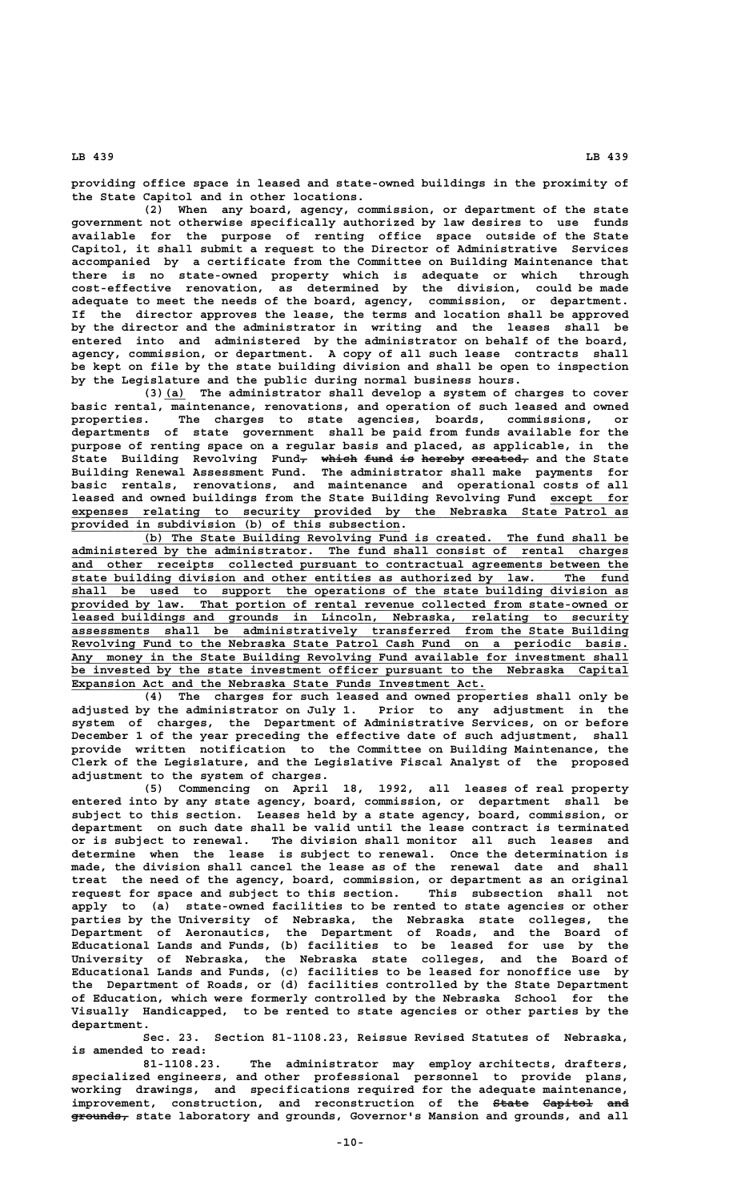providing office space in leased and state-owned buildings in the proximity of the State Capitol and in other locations.

(2) When any board, agency, commission, or department of the state government not otherwise specifically authorized by law desires to use funds available for the purpose of renting office space outside of the State Capitol, it shall submit a request to the Director of Administrative Services accompanied by a certificate from the Committee on Building Maintenance that there is no state-owned property which is adequate or which through cost-effective renovation, as determined by the division, could be made adequate to meet the needs of the board, agency, commission, or department. If the director approves the lease, the terms and location shall be approved by the director and the administrator in writing and the leases shall be entered into and administered by the administrator on behalf of the board, agency, commission, or department. A copy of all such lease contracts shall be kept on file by the state building division and shall be open to inspection by the Legislature and the public during normal business hours.

(3) (a) The administrator shall develop a system of charges to cover basic rental, maintenance, renovations, and operation of such leased and owned properties. The charges to state agencies, boards, commissions, or departments of state government shall be paid from funds available for the purpose of renting space on a regular basis and placed, as applicable, in the State Building Revolving Fund, ~~which fund is hereby created,~~ and the State Building Renewal Assessment Fund. The administrator shall make payments for basic rentals, renovations, and maintenance and operational costs of all leased and owned buildings from the State Building Revolving Fund except for expenses relating to security provided by the Nebraska State Patrol as provided in subdivision (b) of this subsection.

(b) The State Building Revolving Fund is created. The fund shall be administered by the administrator. The fund shall consist of rental charges and other receipts collected pursuant to contractual agreements between the state building division and other entities as authorized by law. The fund shall be used to support the operations of the state building division as provided by law. That portion of rental revenue collected from state-owned or leased buildings and grounds in Lincoln, Nebraska, relating to security assessments shall be administratively transferred from the State Building Revolving Fund to the Nebraska State Patrol Cash Fund on a periodic basis. Any money in the State Building Revolving Fund available for investment shall be invested by the state investment officer pursuant to the Nebraska Capital Expansion Act and the Nebraska State Funds Investment Act.

(4) The charges for such leased and owned properties shall only be adjusted by the administrator on July 1. Prior to any adjustment in the system of charges, the Department of Administrative Services, on or before December 1 of the year preceding the effective date of such adjustment, shall provide written notification to the Committee on Building Maintenance, the Clerk of the Legislature, and the Legislative Fiscal Analyst of the proposed adjustment to the system of charges.

(5) Commencing on April 18, 1992, all leases of real property entered into by any state agency, board, commission, or department shall be subject to this section. Leases held by a state agency, board, commission, or department on such date shall be valid until the lease contract is terminated or is subject to renewal. The division shall monitor all such leases and determine when the lease is subject to renewal. Once the determination is made, the division shall cancel the lease as of the renewal date and shall treat the need of the agency, board, commission, or department as an original request for space and subject to this section. This subsection shall not apply to (a) state-owned facilities to be rented to state agencies or other parties by the University of Nebraska, the Nebraska state colleges, the Department of Aeronautics, the Department of Roads, and the Board of Educational Lands and Funds, (b) facilities to be leased for use by the University of Nebraska, the Nebraska state colleges, and the Board of Educational Lands and Funds, (c) facilities to be leased for nonoffice use by the Department of Roads, or (d) facilities controlled by the State Department of Education, which were formerly controlled by the Nebraska School for the Visually Handicapped, to be rented to state agencies or other parties by the department.

Sec. 23. Section 81-1108.23, Reissue Revised Statutes of Nebraska, is amended to read:

81-1108.23. The administrator may employ architects, drafters, specialized engineers, and other professional personnel to provide plans, working drawings, and specifications required for the adequate maintenance, improvement, construction, and reconstruction of the ~~State Capitol and grounds,~~ state laboratory and grounds, Governor's Mansion and grounds, and all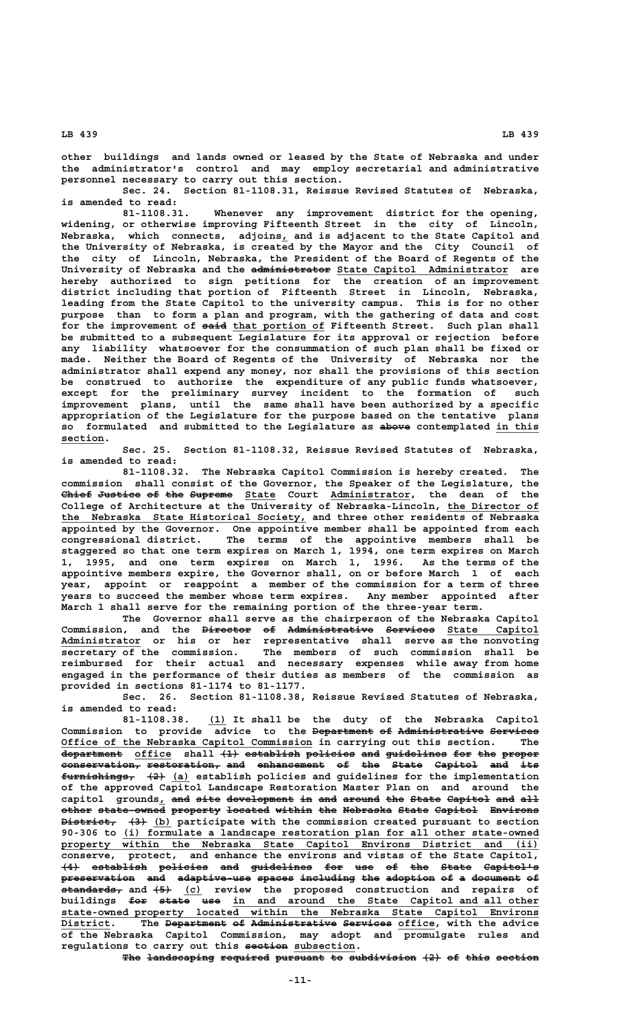other buildings and lands owned or leased by the State of Nebraska and under the administrator's control and may employ secretarial and administrative personnel necessary to carry out this section.

Sec. 24. Section 81-1108.31, Reissue Revised Statutes of Nebraska, is amended to read:

81-1108.31. Whenever any improvement district for the opening, widening, or otherwise improving Fifteenth Street in the city of Lincoln, Nebraska, which connects, adjoins, and is adjacent to the State Capitol and the University of Nebraska, is created by the Mayor and the City Council of the city of Lincoln, Nebraska, the President of the Board of Regents of the University of Nebraska and the ~~administrator~~ State Capitol Administrator are hereby authorized to sign petitions for the creation of an improvement district including that portion of Fifteenth Street in Lincoln, Nebraska, leading from the State Capitol to the university campus. This is for no other purpose than to form a plan and program, with the gathering of data and cost for the improvement of ~~said~~ that portion of Fifteenth Street. Such plan shall be submitted to a subsequent Legislature for its approval or rejection before any liability whatsoever for the consummation of such plan shall be fixed or made. Neither the Board of Regents of the University of Nebraska nor the administrator shall expend any money, nor shall the provisions of this section be construed to authorize the expenditure of any public funds whatsoever, except for the preliminary survey incident to the formation of such improvement plans, until the same shall have been authorized by a specific appropriation of the Legislature for the purpose based on the tentative plans so formulated and submitted to the Legislature as ~~above~~ contemplated in this section.

Sec. 25. Section 81-1108.32, Reissue Revised Statutes of Nebraska, is amended to read:

81-1108.32. The Nebraska Capitol Commission is hereby created. The commission shall consist of the Governor, the Speaker of the Legislature, the ~~Chief Justice of the Supreme~~ State Court Administrator, the dean of the College of Architecture at the University of Nebraska-Lincoln, the Director of the Nebraska State Historical Society, and three other residents of Nebraska appointed by the Governor. One appointive member shall be appointed from each congressional district. The terms of the appointive members shall be staggered so that one term expires on March 1, 1994, one term expires on March 1, 1995, and one term expires on March 1, 1996. As the terms of the appointive members expire, the Governor shall, on or before March 1 of each year, appoint or reappoint a member of the commission for a term of three years to succeed the member whose term expires. Any member appointed after March 1 shall serve for the remaining portion of the three-year term.

The Governor shall serve as the chairperson of the Nebraska Capitol Commission, and the ~~Director of Administrative Services~~ State Capitol Administrator or his or her representative shall serve as the nonvoting secretary of the commission. The members of such commission shall be reimbursed for their actual and necessary expenses while away from home engaged in the performance of their duties as members of the commission as provided in sections 81-1174 to 81-1177.

Sec. 26. Section 81-1108.38, Reissue Revised Statutes of Nebraska, is amended to read:

81-1108.38. (1) It shall be the duty of the Nebraska Capitol Commission to provide advice to the ~~Department of Administrative Services~~ Office of the Nebraska Capitol Commission in carrying out this section. The ~~department~~ office shall ~~(1) establish policies and guidelines for the proper conservation, restoration, and enhancement of the State Capitol and its furnishings, (2)~~ (a) establish policies and guidelines for the implementation of the approved Capitol Landscape Restoration Master Plan on and around the capitol grounds, ~~and site development in and around the State Capitol and all other state-owned property located within the Nebraska State Capitol Environs District, (3)~~ (b) participate with the commission created pursuant to section 90-306 to (i) formulate a landscape restoration plan for all other state-owned property within the Nebraska State Capitol Environs District and (ii) conserve, protect, and enhance the environs and vistas of the State Capitol, ~~(4) establish policies and guidelines for use of the State Capitol's preservation and adaptive-use spaces including the adoption of a document of standards,~~ and ~~(5)~~ (c) review the proposed construction and repairs of buildings ~~for state use~~ in and around the State Capitol and all other state-owned property located within the Nebraska State Capitol Environs District. The ~~Department of Administrative Services~~ office, with the advice of the Nebraska Capitol Commission, may adopt and promulgate rules and regulations to carry out this ~~section~~ subsection.

~~The landscaping required pursuant to subdivision (2) of this section~~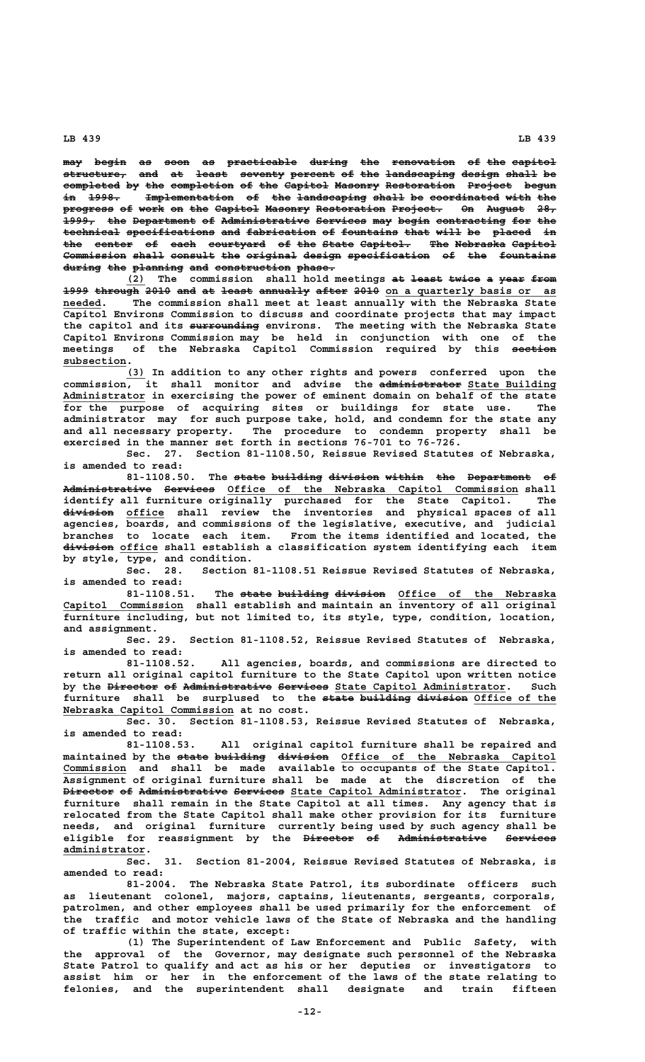may begin as soon as practicable during the renovation of the capitol structure, and at least seventy percent of the landscaping design shall be completed by the completion of the Capitol Masonry Restoration Project begun in 1998. Implementation of the landscaping shall be coordinated with the progress of work on the Capitol Masonry Restoration Project. On August 28, 1999, the Department of Administrative Services may begin contracting for the technical specifications and fabrication of fountains that will be placed in the center of each courtyard of the State Capitol. The Nebraska Capitol Commission shall consult the original design specification of the fountains during the planning and construction phase.

(2) The commission shall hold meetings at least twice a year from 1999 through 2010 and at least annually after 2010 on a quarterly basis or as needed. The commission shall meet at least annually with the Nebraska State Capitol Environs Commission to discuss and coordinate projects that may impact the capitol and its surrounding environs. The meeting with the Nebraska State Capitol Environs Commission may be held in conjunction with one of the meetings of the Nebraska Capitol Commission required by this section subsection.

(3) In addition to any other rights and powers conferred upon the commission, it shall monitor and advise the administrator State Building Administrator in exercising the power of eminent domain on behalf of the state for the purpose of acquiring sites or buildings for state use. The administrator may for such purpose take, hold, and condemn for the state any and all necessary property. The procedure to condemn property shall be exercised in the manner set forth in sections 76-701 to 76-726.

Sec. 27. Section 81-1108.50, Reissue Revised Statutes of Nebraska, is amended to read:

81-1108.50. The state building division within the Department of Administrative Services Office of the Nebraska Capitol Commission shall identify all furniture originally purchased for the State Capitol. The division office shall review the inventories and physical spaces of all agencies, boards, and commissions of the legislative, executive, and judicial branches to locate each item. From the items identified and located, the division office shall establish a classification system identifying each item by style, type, and condition.

Sec. 28. Section 81-1108.51 Reissue Revised Statutes of Nebraska, is amended to read:

81-1108.51. The state building division Office of the Nebraska Capitol Commission shall establish and maintain an inventory of all original furniture including, but not limited to, its style, type, condition, location, and assignment.

Sec. 29. Section 81-1108.52, Reissue Revised Statutes of Nebraska, is amended to read:

81-1108.52. All agencies, boards, and commissions are directed to return all original capitol furniture to the State Capitol upon written notice by the Director of Administrative Services State Capitol Administrator. Such furniture shall be surplused to the state building division Office of the Nebraska Capitol Commission at no cost.

Sec. 30. Section 81-1108.53, Reissue Revised Statutes of Nebraska, is amended to read:

81-1108.53. All original capitol furniture shall be repaired and maintained by the state building division Office of the Nebraska Capitol Commission and shall be made available to occupants of the State Capitol. Assignment of original furniture shall be made at the discretion of the Director of Administrative Services State Capitol Administrator. The original furniture shall remain in the State Capitol at all times. Any agency that is relocated from the State Capitol shall make other provision for its furniture needs, and original furniture currently being used by such agency shall be eligible for reassignment by the Director of Administrative Services administrator.

Sec. 31. Section 81-2004, Reissue Revised Statutes of Nebraska, is amended to read:

81-2004. The Nebraska State Patrol, its subordinate officers such as lieutenant colonel, majors, captains, lieutenants, sergeants, corporals, patrolmen, and other employees shall be used primarily for the enforcement of the traffic and motor vehicle laws of the State of Nebraska and the handling of traffic within the state, except:

(1) The Superintendent of Law Enforcement and Public Safety, with the approval of the Governor, may designate such personnel of the Nebraska State Patrol to qualify and act as his or her deputies or investigators to assist him or her in the enforcement of the laws of the state relating to felonies, and the superintendent shall designate and train fifteen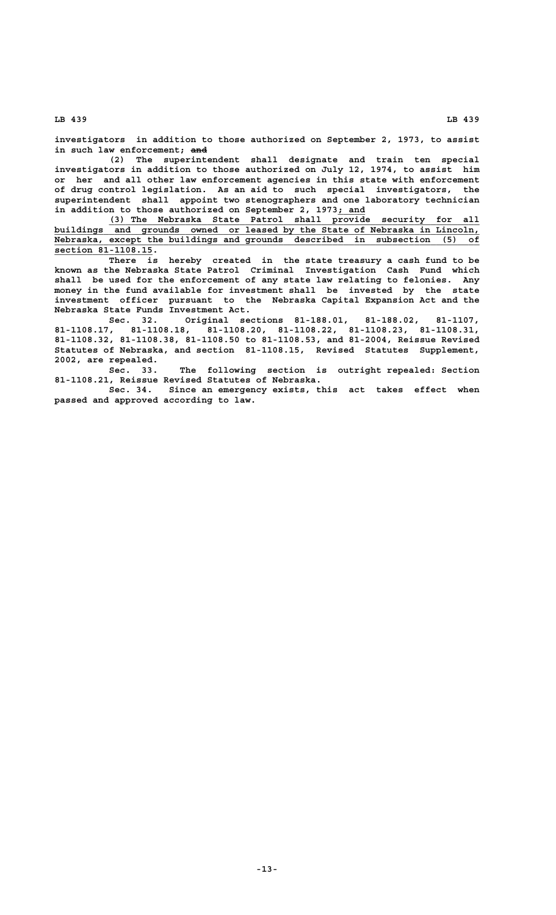investigators in addition to those authorized on September 2, 1973, to assist in such law enforcement; ~~and~~

(2) The superintendent shall designate and train ten special investigators in addition to those authorized on July 12, 1974, to assist him or her and all other law enforcement agencies in this state with enforcement of drug control legislation. As an aid to such special investigators, the superintendent shall appoint two stenographers and one laboratory technician in addition to those authorized on September 2, 1973; and

(3) The Nebraska State Patrol shall provide security for all buildings and grounds owned or leased by the State of Nebraska in Lincoln, Nebraska, except the buildings and grounds described in subsection (5) of section 81-1108.15.

There is hereby created in the state treasury a cash fund to be known as the Nebraska State Patrol Criminal Investigation Cash Fund which shall be used for the enforcement of any state law relating to felonies. Any money in the fund available for investment shall be invested by the state investment officer pursuant to the Nebraska Capital Expansion Act and the Nebraska State Funds Investment Act.

Sec. 32. Original sections 81-188.01, 81-188.02, 81-1107, 81-1108.17, 81-1108.18, 81-1108.20, 81-1108.22, 81-1108.23, 81-1108.31, 81-1108.32, 81-1108.38, 81-1108.50 to 81-1108.53, and 81-2004, Reissue Revised Statutes of Nebraska, and section 81-1108.15, Revised Statutes Supplement, 2002, are repealed.

Sec. 33. The following section is outright repealed: Section 81-1108.21, Reissue Revised Statutes of Nebraska.

Sec. 34. Since an emergency exists, this act takes effect when passed and approved according to law.